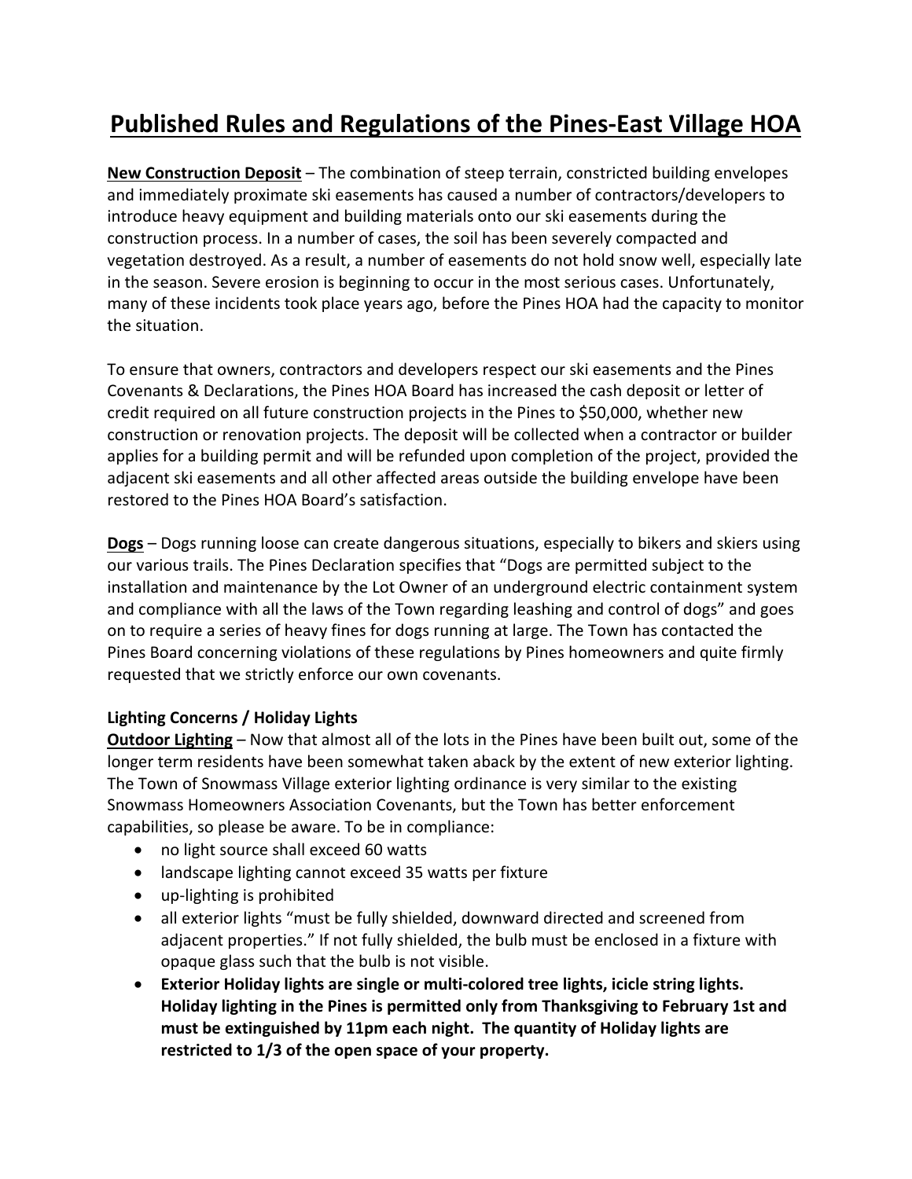# Published Rules and Regulations of the Pines-East Village HOA

**New Construction Deposit** – The combination of steep terrain, constricted building envelopes and immediately proximate ski easements has caused a number of contractors/developers to introduce heavy equipment and building materials onto our ski easements during the construction process. In a number of cases, the soil has been severely compacted and vegetation destroyed. As a result, a number of easements do not hold snow well, especially late in the season. Severe erosion is beginning to occur in the most serious cases. Unfortunately, many of these incidents took place years ago, before the Pines HOA had the capacity to monitor the situation.

To ensure that owners, contractors and developers respect our ski easements and the Pines Covenants & Declarations, the Pines HOA Board has increased the cash deposit or letter of credit required on all future construction projects in the Pines to $50,000, whether new construction or renovation projects. The deposit will be collected when a contractor or builder applies for a building permit and will be refunded upon completion of the project, provided the adjacent ski easements and all other affected areas outside the building envelope have been restored to the Pines HOA Board's satisfaction.

**Dogs** – Dogs running loose can create dangerous situations, especially to bikers and skiers using our various trails. The Pines Declaration specifies that "Dogs are permitted subject to the installation and maintenance by the Lot Owner of an underground electric containment system and compliance with all the laws of the Town regarding leashing and control of dogs" and goes on to require a series of heavy fines for dogs running at large. The Town has contacted the Pines Board concerning violations of these regulations by Pines homeowners and quite firmly requested that we strictly enforce our own covenants.

**Lighting Concerns / Holiday Lights**

**Outdoor Lighting** – Now that almost all of the lots in the Pines have been built out, some of the longer term residents have been somewhat taken aback by the extent of new exterior lighting. The Town of Snowmass Village exterior lighting ordinance is very similar to the existing Snowmass Homeowners Association Covenants, but the Town has better enforcement capabilities, so please be aware. To be in compliance:

- no light source shall exceed 60 watts
- landscape lighting cannot exceed 35 watts per fixture
- up-lighting is prohibited
- all exterior lights "must be fully shielded, downward directed and screened from adjacent properties." If not fully shielded, the bulb must be enclosed in a fixture with opaque glass such that the bulb is not visible.
- **Exterior Holiday lights are single or multi-colored tree lights, icicle string lights. Holiday lighting in the Pines is permitted only from Thanksgiving to February 1st and must be extinguished by 11pm each night. The quantity of Holiday lights are restricted to 1/3 of the open space of your property.**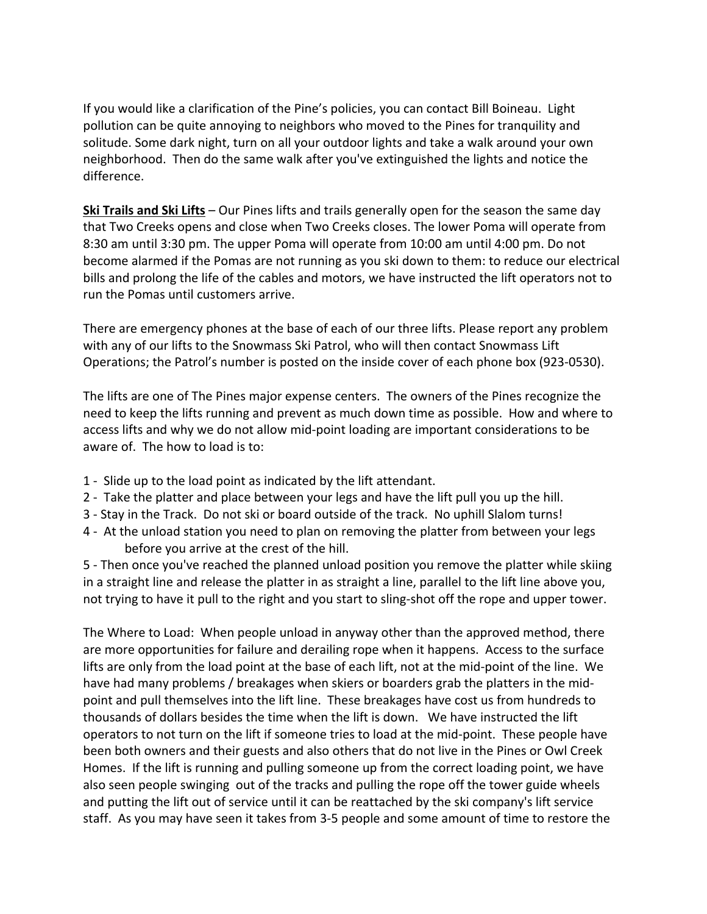If you would like a clarification of the Pine's policies, you can contact Bill Boineau. Light pollution can be quite annoying to neighbors who moved to the Pines for tranquility and solitude. Some dark night, turn on all your outdoor lights and take a walk around your own neighborhood. Then do the same walk after you've extinguished the lights and notice the difference.

**Ski Trails and Ski Lifts** – Our Pines lifts and trails generally open for the season the same day that Two Creeks opens and close when Two Creeks closes. The lower Poma will operate from 8:30 am until 3:30 pm. The upper Poma will operate from 10:00 am until 4:00 pm. Do not become alarmed if the Pomas are not running as you ski down to them: to reduce our electrical bills and prolong the life of the cables and motors, we have instructed the lift operators not to run the Pomas until customers arrive.

There are emergency phones at the base of each of our three lifts. Please report any problem with any of our lifts to the Snowmass Ski Patrol, who will then contact Snowmass Lift Operations; the Patrol's number is posted on the inside cover of each phone box (923-0530).

The lifts are one of The Pines major expense centers. The owners of the Pines recognize the need to keep the lifts running and prevent as much down time as possible. How and where to access lifts and why we do not allow mid-point loading are important considerations to be aware of. The how to load is to:

1 - Slide up to the load point as indicated by the lift attendant.
2 - Take the platter and place between your legs and have the lift pull you up the hill.
3 - Stay in the Track. Do not ski or board outside of the track. No uphill Slalom turns!
4 - At the unload station you need to plan on removing the platter from between your legs before you arrive at the crest of the hill.
5 - Then once you've reached the planned unload position you remove the platter while skiing in a straight line and release the platter in as straight a line, parallel to the lift line above you, not trying to have it pull to the right and you start to sling-shot off the rope and upper tower.

The Where to Load: When people unload in anyway other than the approved method, there are more opportunities for failure and derailing rope when it happens. Access to the surface lifts are only from the load point at the base of each lift, not at the mid-point of the line. We have had many problems / breakages when skiers or boarders grab the platters in the mid-point and pull themselves into the lift line. These breakages have cost us from hundreds to thousands of dollars besides the time when the lift is down. We have instructed the lift operators to not turn on the lift if someone tries to load at the mid-point. These people have been both owners and their guests and also others that do not live in the Pines or Owl Creek Homes. If the lift is running and pulling someone up from the correct loading point, we have also seen people swinging out of the tracks and pulling the rope off the tower guide wheels and putting the lift out of service until it can be reattached by the ski company's lift service staff. As you may have seen it takes from 3-5 people and some amount of time to restore the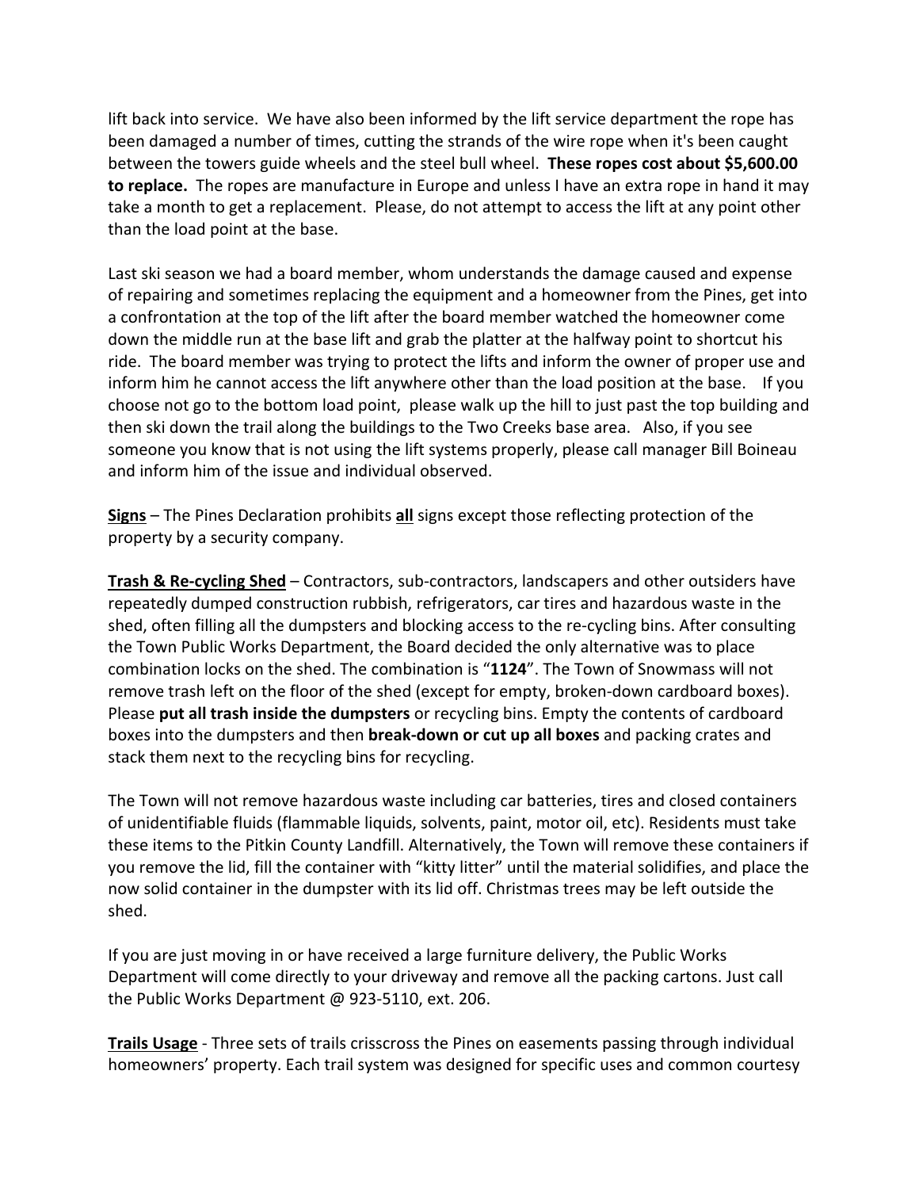lift back into service. We have also been informed by the lift service department the rope has been damaged a number of times, cutting the strands of the wire rope when it's been caught between the towers guide wheels and the steel bull wheel. **These ropes cost about $5,600.00 to replace.** The ropes are manufacture in Europe and unless I have an extra rope in hand it may take a month to get a replacement. Please, do not attempt to access the lift at any point other than the load point at the base.

Last ski season we had a board member, whom understands the damage caused and expense of repairing and sometimes replacing the equipment and a homeowner from the Pines, get into a confrontation at the top of the lift after the board member watched the homeowner come down the middle run at the base lift and grab the platter at the halfway point to shortcut his ride. The board member was trying to protect the lifts and inform the owner of proper use and inform him he cannot access the lift anywhere other than the load position at the base. If you choose not go to the bottom load point, please walk up the hill to just past the top building and then ski down the trail along the buildings to the Two Creeks base area. Also, if you see someone you know that is not using the lift systems properly, please call manager Bill Boineau and inform him of the issue and individual observed.

**<u>Signs</u>** – The Pines Declaration prohibits **<u>all</u>** signs except those reflecting protection of the property by a security company.

**<u>Trash & Re-cycling Shed</u>** – Contractors, sub-contractors, landscapers and other outsiders have repeatedly dumped construction rubbish, refrigerators, car tires and hazardous waste in the shed, often filling all the dumpsters and blocking access to the re-cycling bins. After consulting the Town Public Works Department, the Board decided the only alternative was to place combination locks on the shed. The combination is "**1124**". The Town of Snowmass will not remove trash left on the floor of the shed (except for empty, broken-down cardboard boxes). Please **put all trash inside the dumpsters** or recycling bins. Empty the contents of cardboard boxes into the dumpsters and then **break-down or cut up all boxes** and packing crates and stack them next to the recycling bins for recycling.

The Town will not remove hazardous waste including car batteries, tires and closed containers of unidentifiable fluids (flammable liquids, solvents, paint, motor oil, etc). Residents must take these items to the Pitkin County Landfill. Alternatively, the Town will remove these containers if you remove the lid, fill the container with "kitty litter" until the material solidifies, and place the now solid container in the dumpster with its lid off. Christmas trees may be left outside the shed.

If you are just moving in or have received a large furniture delivery, the Public Works Department will come directly to your driveway and remove all the packing cartons. Just call the Public Works Department @ 923-5110, ext. 206.

**<u>Trails Usage</u>** - Three sets of trails crisscross the Pines on easements passing through individual homeowners' property. Each trail system was designed for specific uses and common courtesy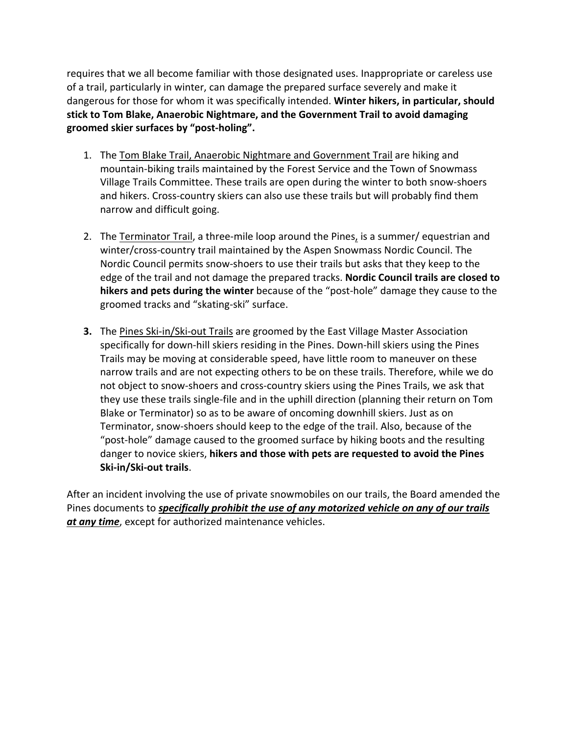requires that we all become familiar with those designated uses. Inappropriate or careless use of a trail, particularly in winter, can damage the prepared surface severely and make it dangerous for those for whom it was specifically intended. **Winter hikers, in particular, should stick to Tom Blake, Anaerobic Nightmare, and the Government Trail to avoid damaging groomed skier surfaces by "post-holing".**

1. The <u>Tom Blake Trail, Anaerobic Nightmare and Government Trail</u> are hiking and mountain-biking trails maintained by the Forest Service and the Town of Snowmass Village Trails Committee. These trails are open during the winter to both snow-shoers and hikers. Cross-country skiers can also use these trails but will probably find them narrow and difficult going.

2. The <u>Terminator Trail</u>, a three-mile loop around the Pines, is a summer/ equestrian and winter/cross-country trail maintained by the Aspen Snowmass Nordic Council. The Nordic Council permits snow-shoers to use their trails but asks that they keep to the edge of the trail and not damage the prepared tracks. **Nordic Council trails are closed to hikers and pets during the winter** because of the "post-hole" damage they cause to the groomed tracks and "skating-ski" surface.

3. The <u>Pines Ski-in/Ski-out Trails</u> are groomed by the East Village Master Association specifically for down-hill skiers residing in the Pines. Down-hill skiers using the Pines Trails may be moving at considerable speed, have little room to maneuver on these narrow trails and are not expecting others to be on these trails. Therefore, while we do not object to snow-shoers and cross-country skiers using the Pines Trails, we ask that they use these trails single-file and in the uphill direction (planning their return on Tom Blake or Terminator) so as to be aware of oncoming downhill skiers. Just as on Terminator, snow-shoers should keep to the edge of the trail. Also, because of the "post-hole" damage caused to the groomed surface by hiking boots and the resulting danger to novice skiers, **hikers and those with pets are requested to avoid the Pines Ski-in/Ski-out trails**.

After an incident involving the use of private snowmobiles on our trails, the Board amended the Pines documents to ***<u>specifically prohibit the use of any motorized vehicle on any of our trails at any time</u>***, except for authorized maintenance vehicles.